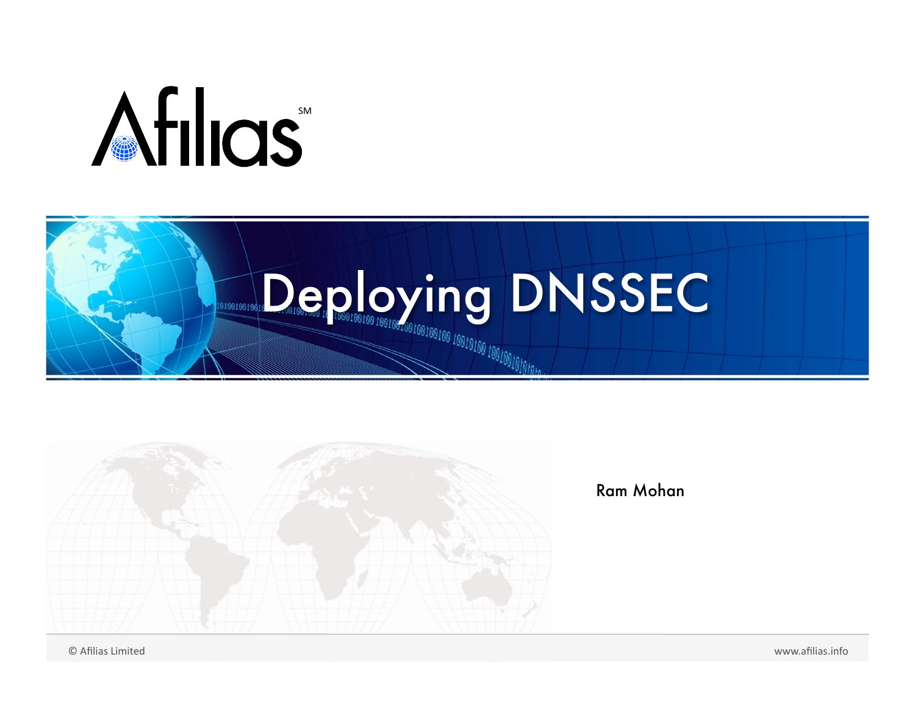Afilias

# Deploying DNSSEC

Ram Mohan

© Afilias Limited

www.afilias.info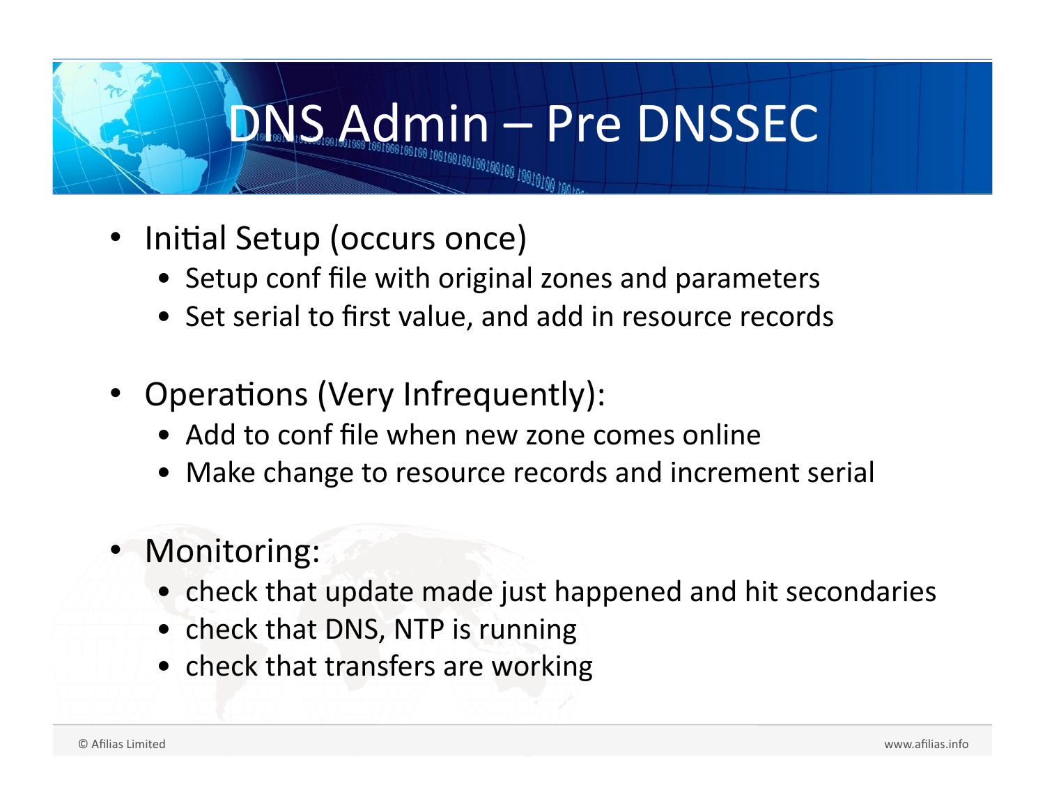# DNS Admin – Pre DNSSEC

- Initial Setup (occurs once)
  - Setup conf file with original zones and parameters
  - Set serial to first value, and add in resource records
- Operations (Very Infrequently):
  - Add to conf file when new zone comes online
  - Make change to resource records and increment serial
- Monitoring:
  - check that update made just happened and hit secondaries
  - check that DNS, NTP is running
  - check that transfers are working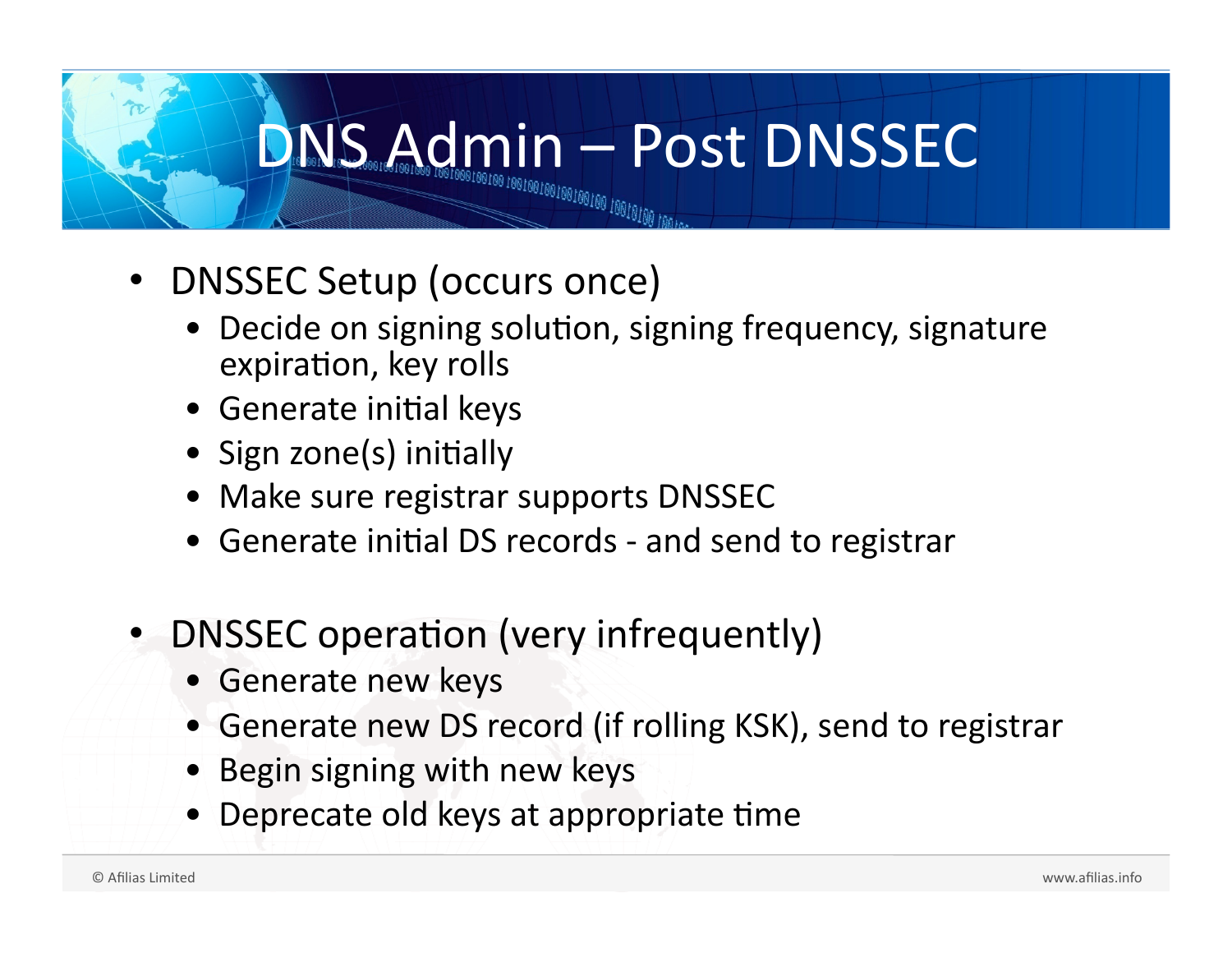# DNS Admin – Post DNSSEC

- DNSSEC Setup (occurs once)
  - Decide on signing solution, signing frequency, signature expiration, key rolls
  - Generate initial keys
  - Sign zone(s) initially
  - Make sure registrar supports DNSSEC
  - Generate initial DS records - and send to registrar

- DNSSEC operation (very infrequently)
  - Generate new keys
  - Generate new DS record (if rolling KSK), send to registrar
  - Begin signing with new keys
  - Deprecate old keys at appropriate time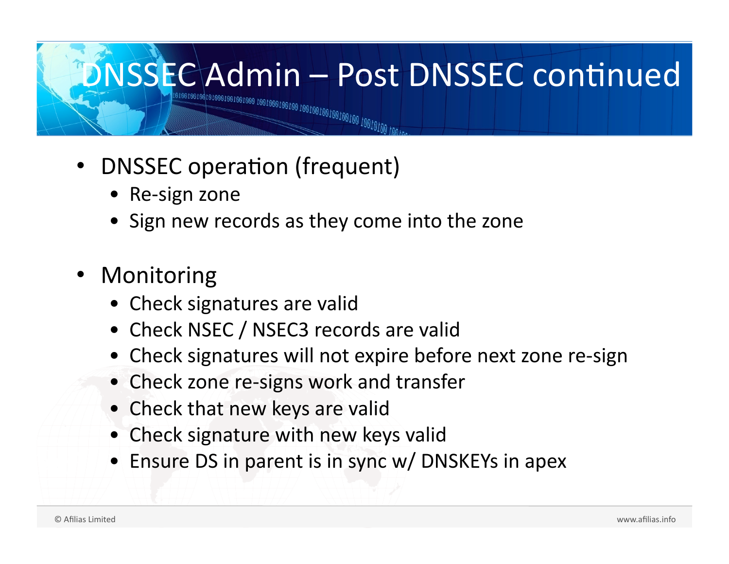# DNSSEC Admin – Post DNSSEC continued

- DNSSEC operation (frequent)
  - Re-sign zone
  - Sign new records as they come into the zone

- Monitoring
  - Check signatures are valid
  - Check NSEC / NSEC3 records are valid
  - Check signatures will not expire before next zone re-sign
  - Check zone re-signs work and transfer
  - Check that new keys are valid
  - Check signature with new keys valid
  - Ensure DS in parent is in sync w/ DNSKEYs in apex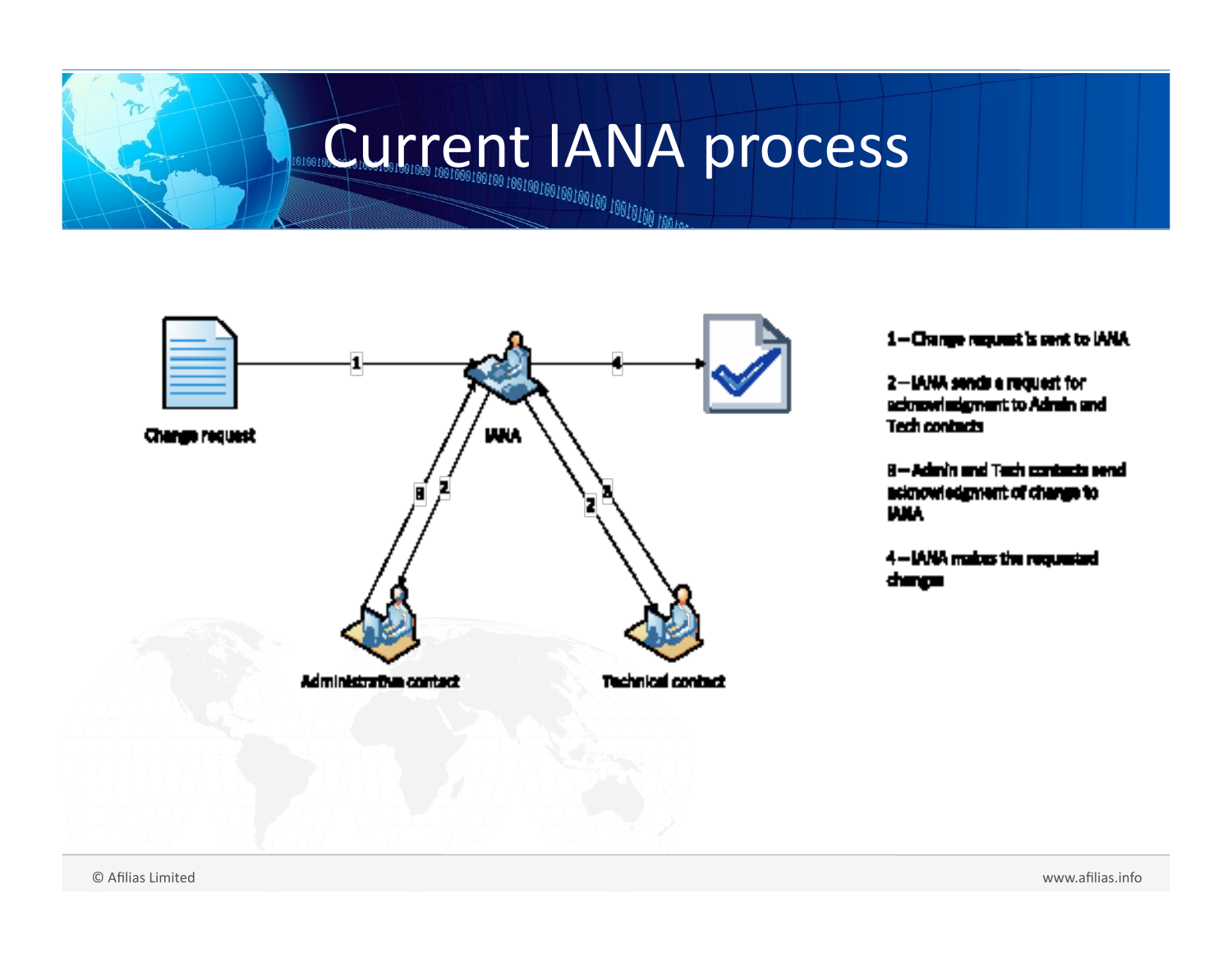# Current IANA process

Change request

IANA

Administrative contact

Technical contact

1 – Change request is sent to IANA

2 – IANA sends a request for acknowledgment to Admin and Tech contacts

3 – Admin and Tech contacts send acknowledgment of change to IANA

4 – IANA makes the requested changes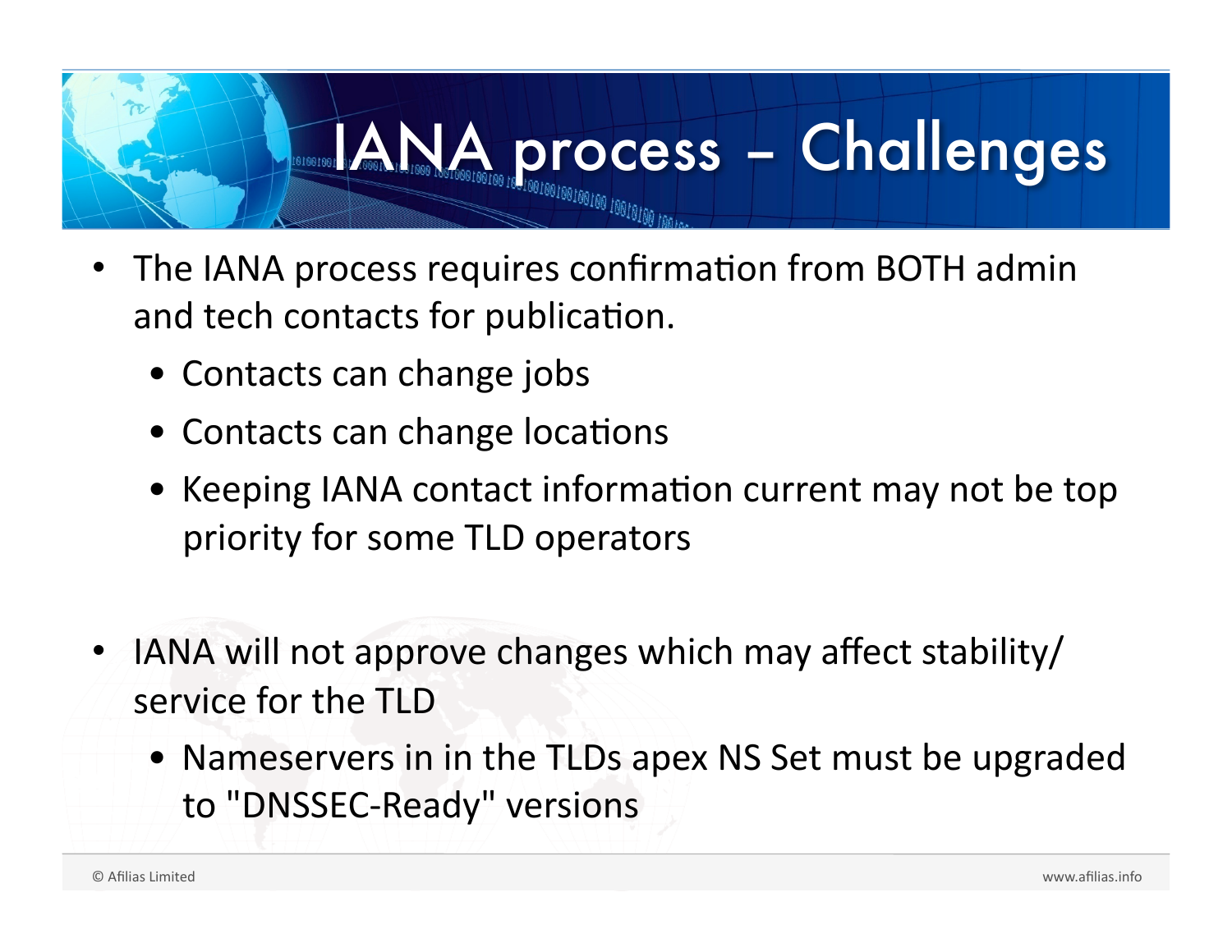# IANA process – Challenges

- The IANA process requires confirmation from BOTH admin and tech contacts for publication.
  - Contacts can change jobs
  - Contacts can change locations
  - Keeping IANA contact information current may not be top priority for some TLD operators

- IANA will not approve changes which may affect stability/ service for the TLD
  - Nameservers in in the TLDs apex NS Set must be upgraded to "DNSSEC-Ready" versions